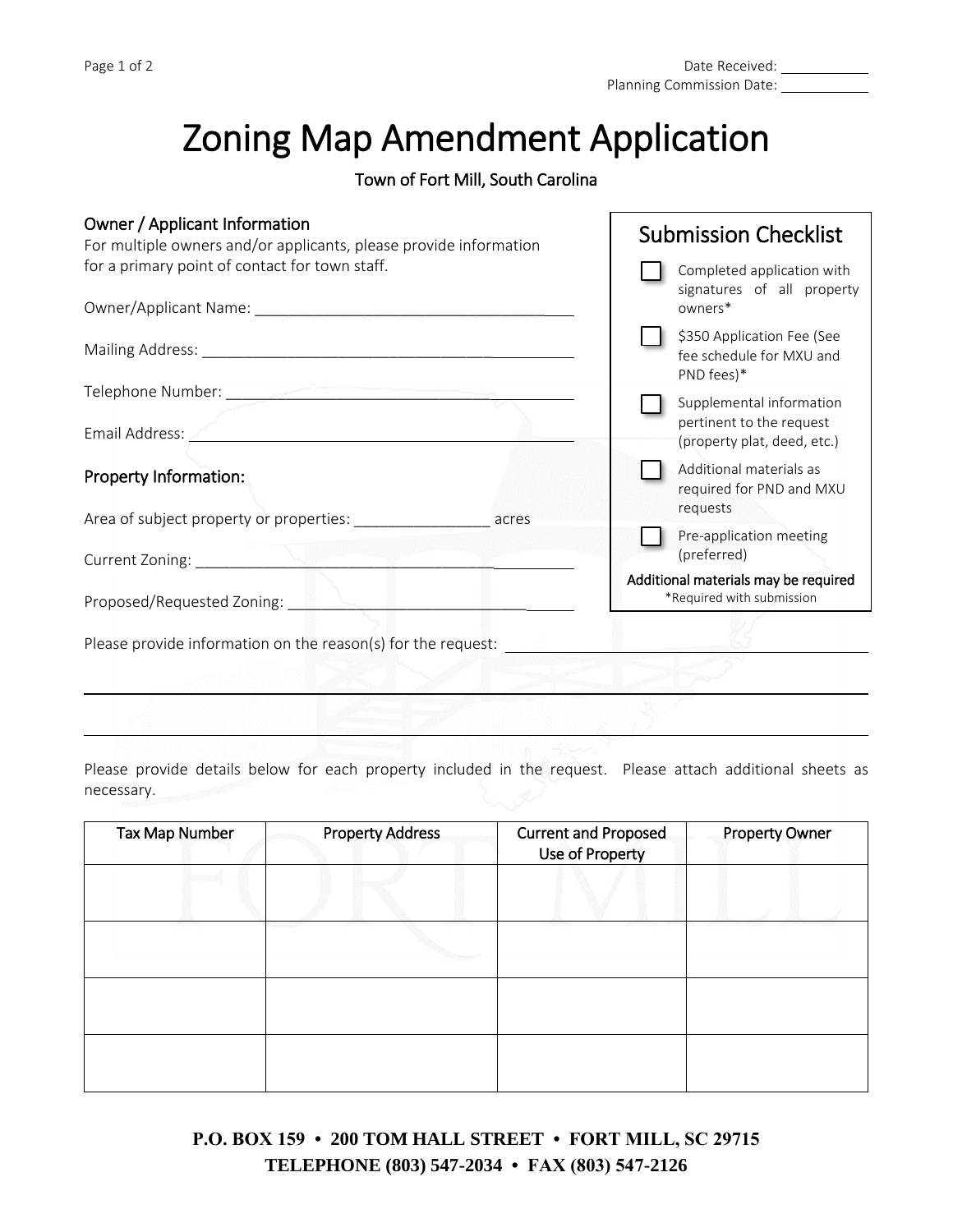Date Received: ___________
Planning Commission Date: ___________

# Zoning Map Amendment Application

Town of Fort Mill, South Carolina

## Owner / Applicant Information

For multiple owners and/or applicants, please provide information for a primary point of contact for town staff.

Owner/Applicant Name: ________________________________________

Mailing Address: ________________________________________

Telephone Number: ________________________________________

Email Address: ________________________________________

## Property Information:

Area of subject property or properties: _______________ acres

Current Zoning: ________________________________________

Proposed/Requested Zoning: ________________________________________

Please provide information on the reason(s) for the request: ________________________________________

________________________________________________________________________________

________________________________________________________________________________

## Submission Checklist

- ☐ Completed application with signatures of all property owners*
- ☐ $350 Application Fee (See fee schedule for MXU and PND fees)*
- ☐ Supplemental information pertinent to the request (property plat, deed, etc.)
- ☐ Additional materials as required for PND and MXU requests
- ☐ Pre-application meeting (preferred)

Additional materials may be required

*Required with submission

Please provide details below for each property included in the request. Please attach additional sheets as necessary.

| Tax Map Number | Property Address | Current and Proposed Use of Property | Property Owner |
| --- | --- | --- | --- |
| | | | |
| | | | |
| | | | |
| | | | |

**P.O. BOX 159 • 200 TOM HALL STREET • FORT MILL, SC 29715**
**TELEPHONE (803) 547-2034 • FAX (803) 547-2126**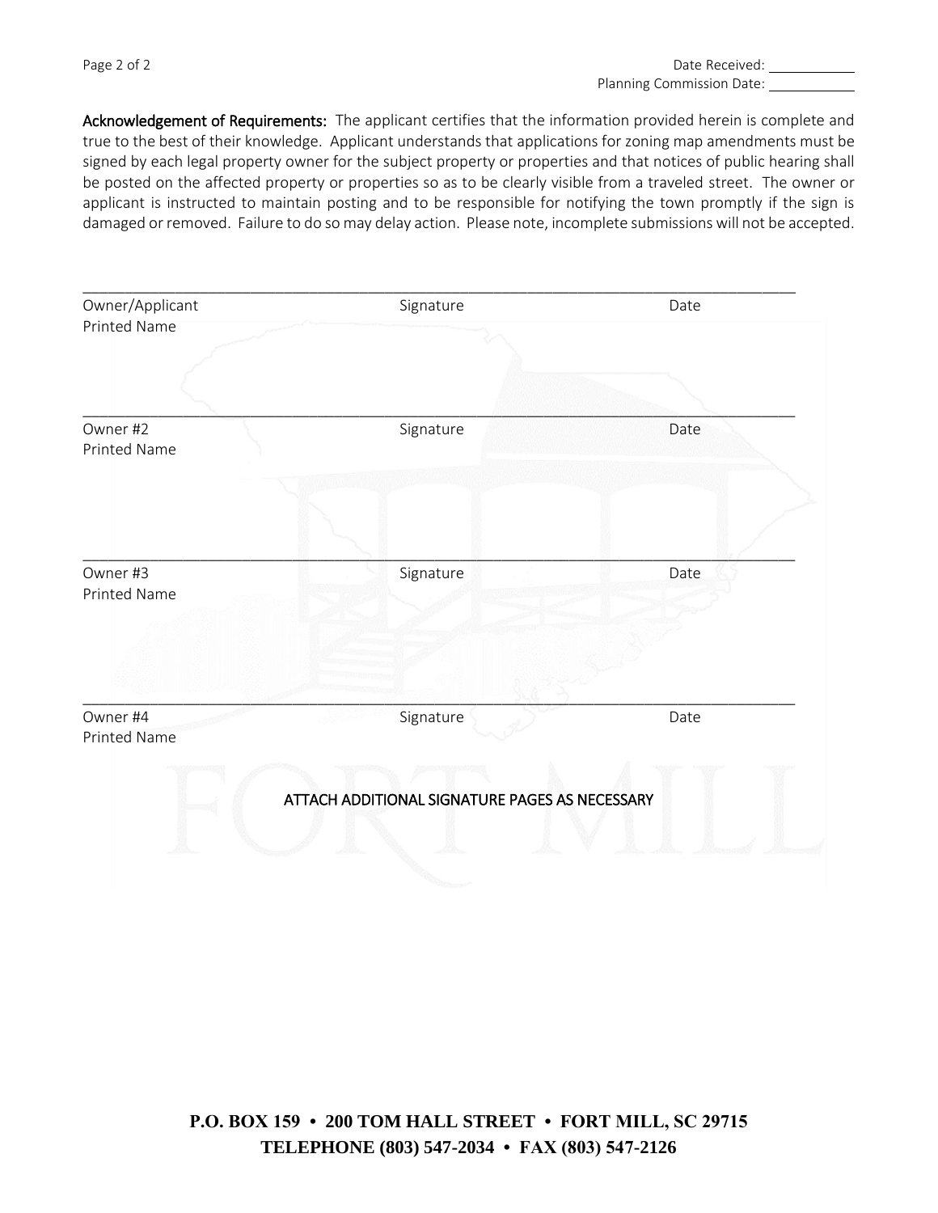Date Received: ___________
Planning Commission Date: ___________

**Acknowledgement of Requirements:** The applicant certifies that the information provided herein is complete and true to the best of their knowledge. Applicant understands that applications for zoning map amendments must be signed by each legal property owner for the subject property or properties and that notices of public hearing shall be posted on the affected property or properties so as to be clearly visible from a traveled street. The owner or applicant is instructed to maintain posting and to be responsible for notifying the town promptly if the sign is damaged or removed. Failure to do so may delay action. Please note, incomplete submissions will not be accepted.

______________________________________________________________________________

Owner/Applicant Printed Name — Signature — Date

______________________________________________________________________________

Owner #2 Printed Name — Signature — Date

______________________________________________________________________________

Owner #3 Printed Name — Signature — Date

______________________________________________________________________________

Owner #4 Printed Name — Signature — Date

ATTACH ADDITIONAL SIGNATURE PAGES AS NECESSARY

**P.O. BOX 159 • 200 TOM HALL STREET • FORT MILL, SC 29715**
**TELEPHONE (803) 547-2034 • FAX (803) 547-2126**